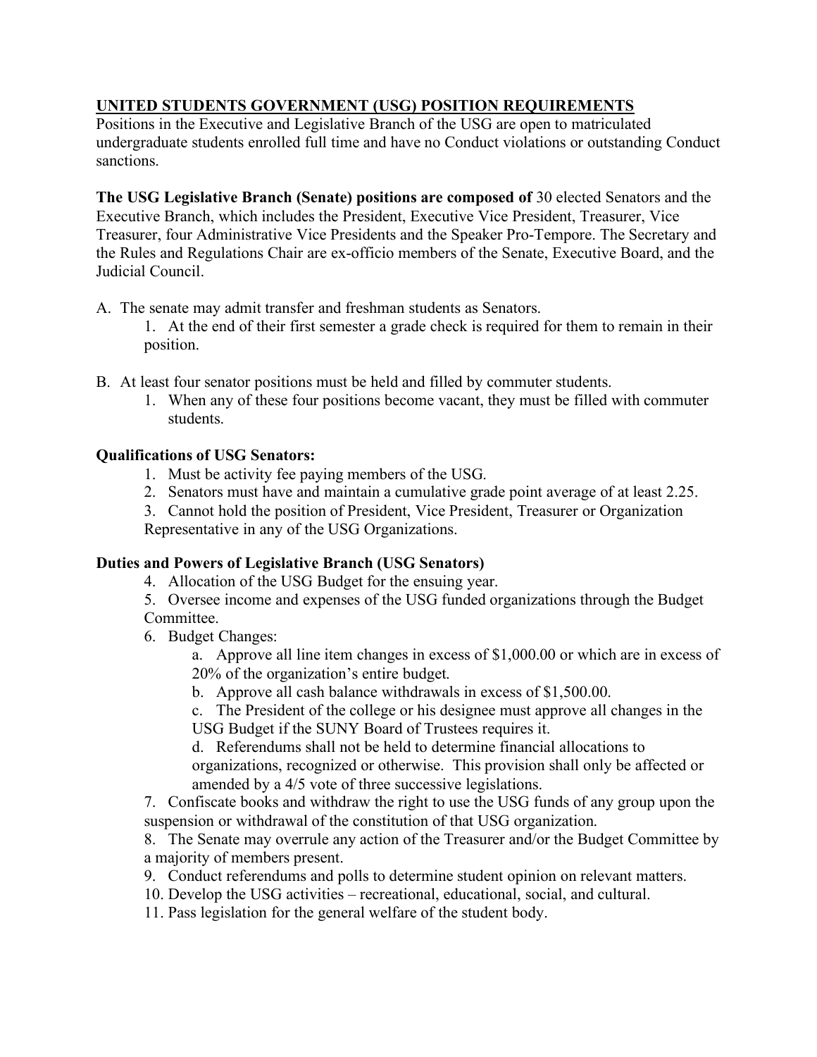## UNITED STUDENTS GOVERNMENT (USG) POSITION REQUIREMENTS

Positions in the Executive and Legislative Branch of the USG are open to matriculated undergraduate students enrolled full time and have no Conduct violations or outstanding Conduct sanctions.

**The USG Legislative Branch (Senate) positions are composed of** 30 elected Senators and the Executive Branch, which includes the President, Executive Vice President, Treasurer, Vice Treasurer, four Administrative Vice Presidents and the Speaker Pro-Tempore. The Secretary and the Rules and Regulations Chair are ex-officio members of the Senate, Executive Board, and the Judicial Council.

A. The senate may admit transfer and freshman students as Senators.
   1. At the end of their first semester a grade check is required for them to remain in their position.

B. At least four senator positions must be held and filled by commuter students.
   1. When any of these four positions become vacant, they must be filled with commuter students.

**Qualifications of USG Senators:**

1. Must be activity fee paying members of the USG.
2. Senators must have and maintain a cumulative grade point average of at least 2.25.
3. Cannot hold the position of President, Vice President, Treasurer or Organization Representative in any of the USG Organizations.

**Duties and Powers of Legislative Branch (USG Senators)**

4. Allocation of the USG Budget for the ensuing year.
5. Oversee income and expenses of the USG funded organizations through the Budget Committee.
6. Budget Changes:
   a. Approve all line item changes in excess of $1,000.00 or which are in excess of 20% of the organization's entire budget.
   b. Approve all cash balance withdrawals in excess of $1,500.00.
   c. The President of the college or his designee must approve all changes in the USG Budget if the SUNY Board of Trustees requires it.
   d. Referendums shall not be held to determine financial allocations to organizations, recognized or otherwise. This provision shall only be affected or amended by a 4/5 vote of three successive legislations.
7. Confiscate books and withdraw the right to use the USG funds of any group upon the suspension or withdrawal of the constitution of that USG organization.
8. The Senate may overrule any action of the Treasurer and/or the Budget Committee by a majority of members present.
9. Conduct referendums and polls to determine student opinion on relevant matters.
10. Develop the USG activities – recreational, educational, social, and cultural.
11. Pass legislation for the general welfare of the student body.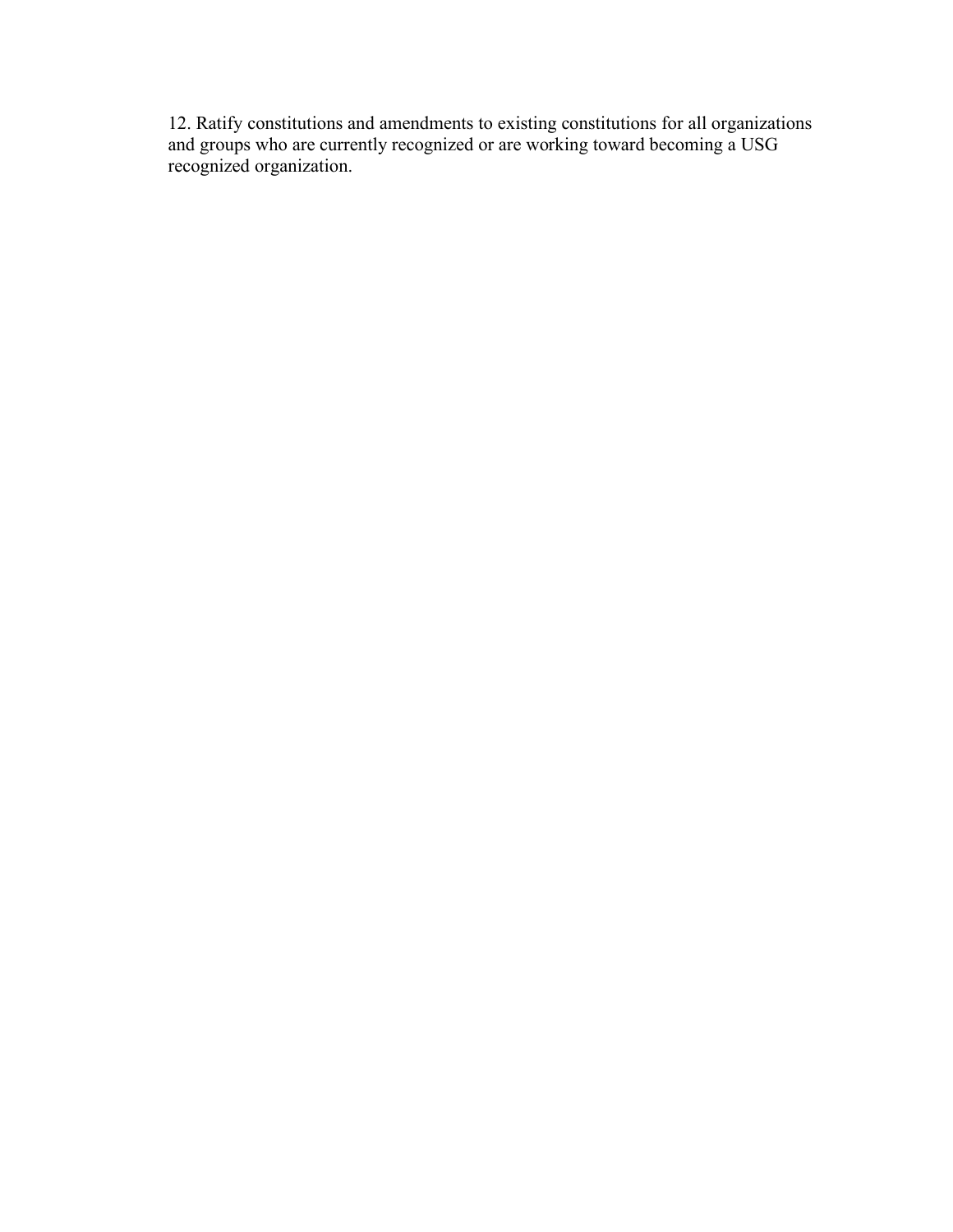12. Ratify constitutions and amendments to existing constitutions for all organizations and groups who are currently recognized or are working toward becoming a USG recognized organization.